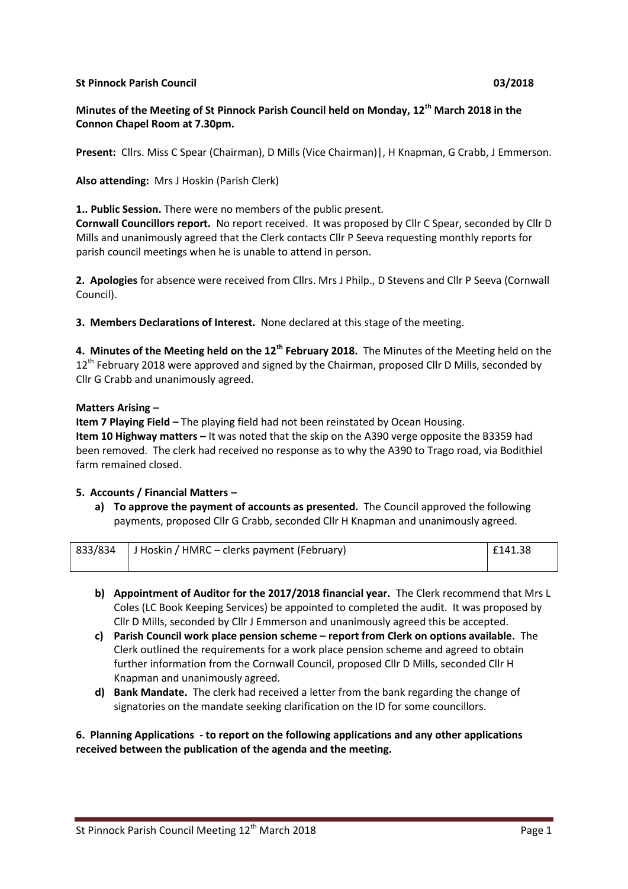**St Pinnock Parish Council 03/2018**

**Minutes of the Meeting of St Pinnock Parish Council held on Monday, 12th March 2018 in the Connon Chapel Room at 7.30pm.**

**Present:** Cllrs. Miss C Spear (Chairman), D Mills (Vice Chairman)|, H Knapman, G Crabb, J Emmerson.

**Also attending:** Mrs J Hoskin (Parish Clerk)

**1.. Public Session.** There were no members of the public present.
**Cornwall Councillors report.** No report received. It was proposed by Cllr C Spear, seconded by Cllr D Mills and unanimously agreed that the Clerk contacts Cllr P Seeva requesting monthly reports for parish council meetings when he is unable to attend in person.

**2. Apologies** for absence were received from Cllrs. Mrs J Philp., D Stevens and Cllr P Seeva (Cornwall Council).

**3. Members Declarations of Interest.** None declared at this stage of the meeting.

**4. Minutes of the Meeting held on the 12th February 2018.** The Minutes of the Meeting held on the 12th February 2018 were approved and signed by the Chairman, proposed Cllr D Mills, seconded by Cllr G Crabb and unanimously agreed.

**Matters Arising –**

**Item 7 Playing Field –** The playing field had not been reinstated by Ocean Housing.
**Item 10 Highway matters –** It was noted that the skip on the A390 verge opposite the B3359 had been removed. The clerk had received no response as to why the A390 to Trago road, via Bodithiel farm remained closed.

**5. Accounts / Financial Matters –**

a) **To approve the payment of accounts as presented.** The Council approved the following payments, proposed Cllr G Crabb, seconded Cllr H Knapman and unanimously agreed.

| 833/834 | J Hoskin / HMRC – clerks payment (February) | £141.38 |
|---|---|---|

b) **Appointment of Auditor for the 2017/2018 financial year.** The Clerk recommend that Mrs L Coles (LC Book Keeping Services) be appointed to completed the audit. It was proposed by Cllr D Mills, seconded by Cllr J Emmerson and unanimously agreed this be accepted.
c) **Parish Council work place pension scheme – report from Clerk on options available.** The Clerk outlined the requirements for a work place pension scheme and agreed to obtain further information from the Cornwall Council, proposed Cllr D Mills, seconded Cllr H Knapman and unanimously agreed.
d) **Bank Mandate.** The clerk had received a letter from the bank regarding the change of signatories on the mandate seeking clarification on the ID for some councillors.

**6. Planning Applications - to report on the following applications and any other applications received between the publication of the agenda and the meeting.**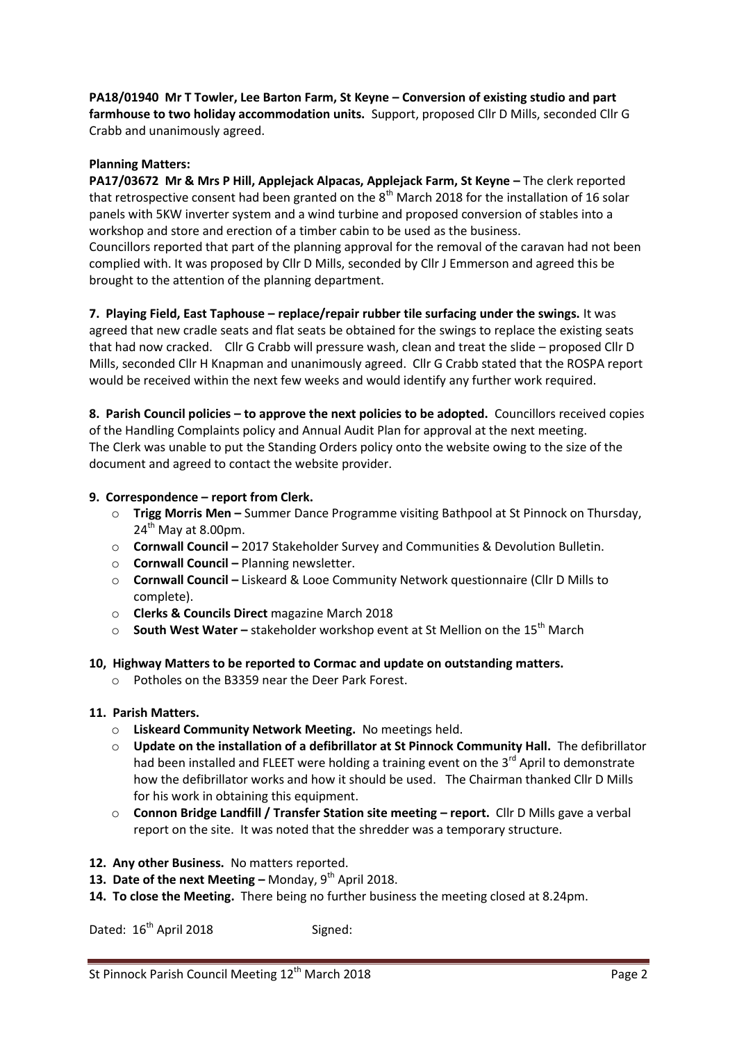**PA18/01940 Mr T Towler, Lee Barton Farm, St Keyne – Conversion of existing studio and part farmhouse to two holiday accommodation units.** Support, proposed Cllr D Mills, seconded Cllr G Crabb and unanimously agreed.

**Planning Matters:**

**PA17/03672 Mr & Mrs P Hill, Applejack Alpacas, Applejack Farm, St Keyne –** The clerk reported that retrospective consent had been granted on the 8th March 2018 for the installation of 16 solar panels with 5KW inverter system and a wind turbine and proposed conversion of stables into a workshop and store and erection of a timber cabin to be used as the business.
Councillors reported that part of the planning approval for the removal of the caravan had not been complied with. It was proposed by Cllr D Mills, seconded by Cllr J Emmerson and agreed this be brought to the attention of the planning department.

**7. Playing Field, East Taphouse – replace/repair rubber tile surfacing under the swings.** It was agreed that new cradle seats and flat seats be obtained for the swings to replace the existing seats that had now cracked. Cllr G Crabb will pressure wash, clean and treat the slide – proposed Cllr D Mills, seconded Cllr H Knapman and unanimously agreed. Cllr G Crabb stated that the ROSPA report would be received within the next few weeks and would identify any further work required.

**8. Parish Council policies – to approve the next policies to be adopted.** Councillors received copies of the Handling Complaints policy and Annual Audit Plan for approval at the next meeting.
The Clerk was unable to put the Standing Orders policy onto the website owing to the size of the document and agreed to contact the website provider.

**9. Correspondence – report from Clerk.**

- **Trigg Morris Men –** Summer Dance Programme visiting Bathpool at St Pinnock on Thursday, 24th May at 8.00pm.
- **Cornwall Council –** 2017 Stakeholder Survey and Communities & Devolution Bulletin.
- **Cornwall Council –** Planning newsletter.
- **Cornwall Council –** Liskeard & Looe Community Network questionnaire (Cllr D Mills to complete).
- **Clerks & Councils Direct** magazine March 2018
- **South West Water –** stakeholder workshop event at St Mellion on the 15th March

**10, Highway Matters to be reported to Cormac and update on outstanding matters.**

- Potholes on the B3359 near the Deer Park Forest.

**11. Parish Matters.**

- **Liskeard Community Network Meeting.** No meetings held.
- **Update on the installation of a defibrillator at St Pinnock Community Hall.** The defibrillator had been installed and FLEET were holding a training event on the 3rd April to demonstrate how the defibrillator works and how it should be used. The Chairman thanked Cllr D Mills for his work in obtaining this equipment.
- **Connon Bridge Landfill / Transfer Station site meeting – report.** Cllr D Mills gave a verbal report on the site. It was noted that the shredder was a temporary structure.

**12. Any other Business.** No matters reported.

**13. Date of the next Meeting –** Monday, 9th April 2018.

**14. To close the Meeting.** There being no further business the meeting closed at 8.24pm.

Dated: 16th April 2018 Signed: